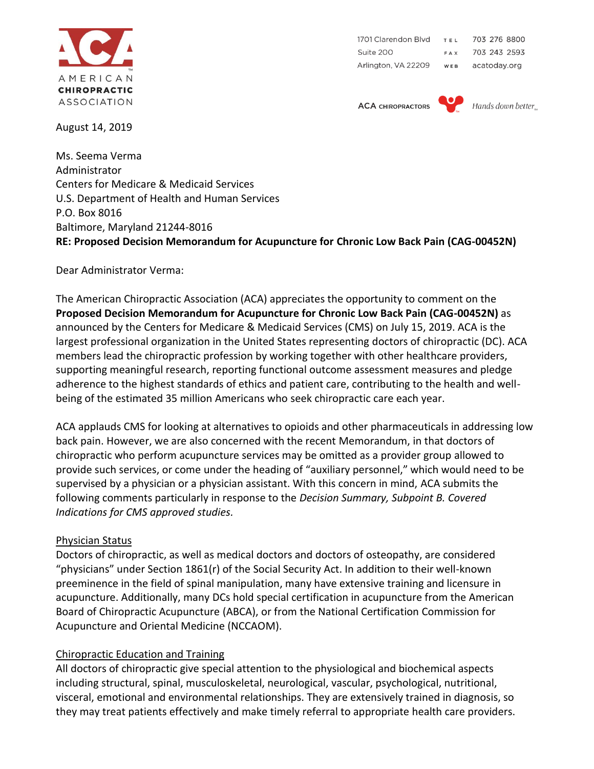**AMERICAN CHIROPRACTIC ASSOCIATION**

1701 Clarendon Blvd
Suite 200
Arlington, VA 22209

TEL 703 276 8800
FAX 703 243 2593
WEB acatoday.org

ACA CHIROPRACTORS *Hands down better.*

August 14, 2019

Ms. Seema Verma
Administrator
Centers for Medicare & Medicaid Services
U.S. Department of Health and Human Services
P.O. Box 8016
Baltimore, Maryland 21244-8016

**RE: Proposed Decision Memorandum for Acupuncture for Chronic Low Back Pain (CAG-00452N)**

Dear Administrator Verma:

The American Chiropractic Association (ACA) appreciates the opportunity to comment on the **Proposed Decision Memorandum for Acupuncture for Chronic Low Back Pain (CAG-00452N)** as announced by the Centers for Medicare & Medicaid Services (CMS) on July 15, 2019. ACA is the largest professional organization in the United States representing doctors of chiropractic (DC). ACA members lead the chiropractic profession by working together with other healthcare providers, supporting meaningful research, reporting functional outcome assessment measures and pledge adherence to the highest standards of ethics and patient care, contributing to the health and well-being of the estimated 35 million Americans who seek chiropractic care each year.

ACA applauds CMS for looking at alternatives to opioids and other pharmaceuticals in addressing low back pain. However, we are also concerned with the recent Memorandum, in that doctors of chiropractic who perform acupuncture services may be omitted as a provider group allowed to provide such services, or come under the heading of "auxiliary personnel," which would need to be supervised by a physician or a physician assistant. With this concern in mind, ACA submits the following comments particularly in response to the *Decision Summary, Subpoint B. Covered Indications for CMS approved studies.*

## Physician Status

Doctors of chiropractic, as well as medical doctors and doctors of osteopathy, are considered "physicians" under Section 1861(r) of the Social Security Act. In addition to their well-known preeminence in the field of spinal manipulation, many have extensive training and licensure in acupuncture. Additionally, many DCs hold special certification in acupuncture from the American Board of Chiropractic Acupuncture (ABCA), or from the National Certification Commission for Acupuncture and Oriental Medicine (NCCAOM).

## Chiropractic Education and Training

All doctors of chiropractic give special attention to the physiological and biochemical aspects including structural, spinal, musculoskeletal, neurological, vascular, psychological, nutritional, visceral, emotional and environmental relationships. They are extensively trained in diagnosis, so they may treat patients effectively and make timely referral to appropriate health care providers.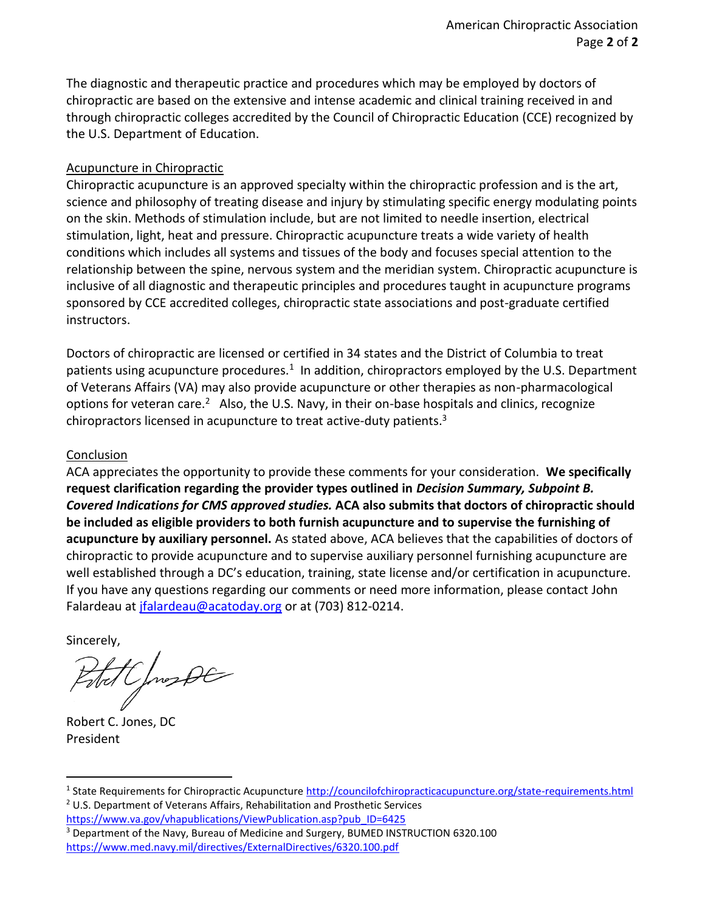The diagnostic and therapeutic practice and procedures which may be employed by doctors of chiropractic are based on the extensive and intense academic and clinical training received in and through chiropractic colleges accredited by the Council of Chiropractic Education (CCE) recognized by the U.S. Department of Education.

## Acupuncture in Chiropractic

Chiropractic acupuncture is an approved specialty within the chiropractic profession and is the art, science and philosophy of treating disease and injury by stimulating specific energy modulating points on the skin. Methods of stimulation include, but are not limited to needle insertion, electrical stimulation, light, heat and pressure. Chiropractic acupuncture treats a wide variety of health conditions which includes all systems and tissues of the body and focuses special attention to the relationship between the spine, nervous system and the meridian system. Chiropractic acupuncture is inclusive of all diagnostic and therapeutic principles and procedures taught in acupuncture programs sponsored by CCE accredited colleges, chiropractic state associations and post-graduate certified instructors.

Doctors of chiropractic are licensed or certified in 34 states and the District of Columbia to treat patients using acupuncture procedures.[1] In addition, chiropractors employed by the U.S. Department of Veterans Affairs (VA) may also provide acupuncture or other therapies as non-pharmacological options for veteran care.[2] Also, the U.S. Navy, in their on-base hospitals and clinics, recognize chiropractors licensed in acupuncture to treat active-duty patients.[3]

## Conclusion

ACA appreciates the opportunity to provide these comments for your consideration. **We specifically request clarification regarding the provider types outlined in *Decision Summary, Subpoint B. Covered Indications for CMS approved studies.* ACA also submits that doctors of chiropractic should be included as eligible providers to both furnish acupuncture and to supervise the furnishing of acupuncture by auxiliary personnel.** As stated above, ACA believes that the capabilities of doctors of chiropractic to provide acupuncture and to supervise auxiliary personnel furnishing acupuncture are well established through a DC's education, training, state license and/or certification in acupuncture. If you have any questions regarding our comments or need more information, please contact John Falardeau at jfalardeau@acatoday.org or at (703) 812-0214.

Sincerely,

Robert C. Jones, DC
President

---

[1] State Requirements for Chiropractic Acupuncture http://councilofchiropracticacupuncture.org/state-requirements.html

[2] U.S. Department of Veterans Affairs, Rehabilitation and Prosthetic Services https://www.va.gov/vhapublications/ViewPublication.asp?pub_ID=6425

[3] Department of the Navy, Bureau of Medicine and Surgery, BUMED INSTRUCTION 6320.100 https://www.med.navy.mil/directives/ExternalDirectives/6320.100.pdf